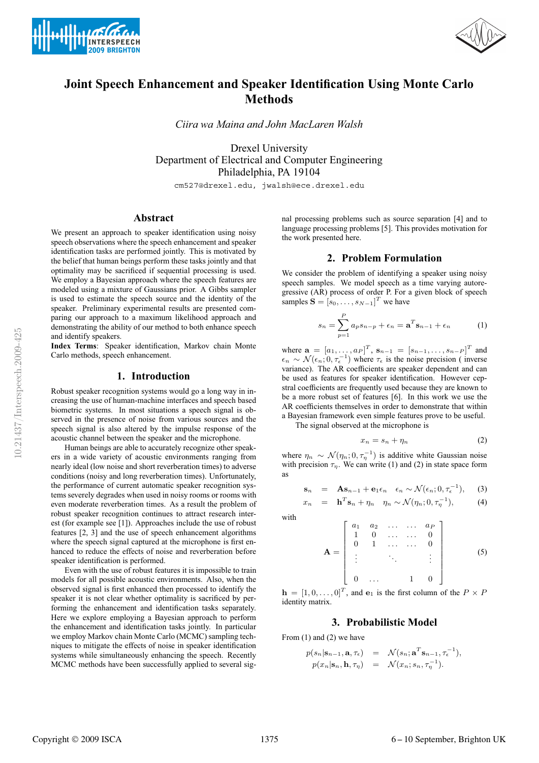# Joint Speech Enhancement and Speaker Identification Using Monte Carlo Methods

*Ciira wa Maina and John MacLaren Walsh*

Drexel University
Department of Electrical and Computer Engineering
Philadelphia, PA 19104

cm527@drexel.edu, jwalsh@ece.drexel.edu

## Abstract

We present an approach to speaker identification using noisy speech observations where the speech enhancement and speaker identification tasks are performed jointly. This is motivated by the belief that human beings perform these tasks jointly and that optimality may be sacrificed if sequential processing is used. We employ a Bayesian approach where the speech features are modeled using a mixture of Gaussians prior. A Gibbs sampler is used to estimate the speech source and the identity of the speaker. Preliminary experimental results are presented comparing our approach to a maximum likelihood approach and demonstrating the ability of our method to both enhance speech and identify speakers.

**Index Terms**: Speaker identification, Markov chain Monte Carlo methods, speech enhancement.

## 1. Introduction

Robust speaker recognition systems would go a long way in increasing the use of human-machine interfaces and speech based biometric systems. In most situations a speech signal is observed in the presence of noise from various sources and the speech signal is also altered by the impulse response of the acoustic channel between the speaker and the microphone.

Human beings are able to accurately recognize other speakers in a wide variety of acoustic environments ranging from nearly ideal (low noise and short reverberation times) to adverse conditions (noisy and long reverberation times). Unfortunately, the performance of current automatic speaker recognition systems severely degrades when used in noisy rooms or rooms with even moderate reverberation times. As a result the problem of robust speaker recognition continues to attract research interest (for example see [1]). Approaches include the use of robust features [2, 3] and the use of speech enhancement algorithms where the speech signal captured at the microphone is first enhanced to reduce the effects of noise and reverberation before speaker identification is performed.

Even with the use of robust features it is impossible to train models for all possible acoustic environments. Also, when the observed signal is first enhanced then processed to identify the speaker it is not clear whether optimality is sacrificed by performing the enhancement and identification tasks separately. Here we explore employing a Bayesian approach to perform the enhancement and identification tasks jointly. In particular we employ Markov chain Monte Carlo (MCMC) sampling techniques to mitigate the effects of noise in speaker identification systems while simultaneously enhancing the speech. Recently MCMC methods have been successfully applied to several signal processing problems such as source separation [4] and to language processing problems [5]. This provides motivation for the work presented here.

## 2. Problem Formulation

We consider the problem of identifying a speaker using noisy speech samples. We model speech as a time varying autoregressive (AR) process of order P. For a given block of speech samples $\mathbf{S} = [s_0, \dots, s_{N-1}]^T$ we have

$$s_n = \sum_{p=1}^{P} a_p s_{n-p} + \epsilon_n = \mathbf{a}^T \mathbf{s}_{n-1} + \epsilon_n \tag{1}$$

where $\mathbf{a} = [a_1, \dots, a_P]^T$, $\mathbf{s}_{n-1} = [s_{n-1}, \dots, s_{n-P}]^T$ and $\epsilon_n \sim \mathcal{N}(\epsilon_n; 0, \tau_\epsilon^{-1})$ where $\tau_\epsilon$ is the noise precision ( inverse variance). The AR coefficients are speaker dependent and can be used as features for speaker identification. However cepstral coefficients are frequently used because they are known to be a more robust set of features [6]. In this work we use the AR coefficients themselves in order to demonstrate that within a Bayesian framework even simple features prove to be useful.

The signal observed at the microphone is

$$x_n = s_n + \eta_n \tag{2}$$

where $\eta_n \sim \mathcal{N}(\eta_n; 0, \tau_\eta^{-1})$ is additive white Gaussian noise with precision $\tau_\eta$. We can write (1) and (2) in state space form as

$$\begin{aligned} \mathbf{s}_n &= \mathbf{A}\mathbf{s}_{n-1} + \mathbf{e}_1 \epsilon_n \quad \epsilon_n \sim \mathcal{N}(\epsilon_n; 0, \tau_\epsilon^{-1}), & (3) \\ x_n &= \mathbf{h}^T \mathbf{s}_n + \eta_n \quad \eta_n \sim \mathcal{N}(\eta_n; 0, \tau_\eta^{-1}), & (4) \end{aligned}$$

with

$$\mathbf{A} = \begin{bmatrix} a_1 & a_2 & \dots & \dots & a_P \\ 1 & 0 & \dots & \dots & 0 \\ 0 & 1 & \dots & \dots & 0 \\ \vdots & & \ddots & & \vdots \\ 0 & \dots & & 1 & 0 \end{bmatrix} \tag{5}$$

$\mathbf{h} = [1, 0, \dots, 0]^T$, and $\mathbf{e}_1$ is the first column of the $P \times P$ identity matrix.

## 3. Probabilistic Model

From (1) and (2) we have

$$\begin{aligned} p(s_n|\mathbf{s}_{n-1}, \mathbf{a}, \tau_\epsilon) &= \mathcal{N}(s_n; \mathbf{a}^T \mathbf{s}_{n-1}, \tau_\epsilon^{-1}), \\ p(x_n|\mathbf{s}_n, \mathbf{h}, \tau_\eta) &= \mathcal{N}(x_n; s_n, \tau_\eta^{-1}). \end{aligned}$$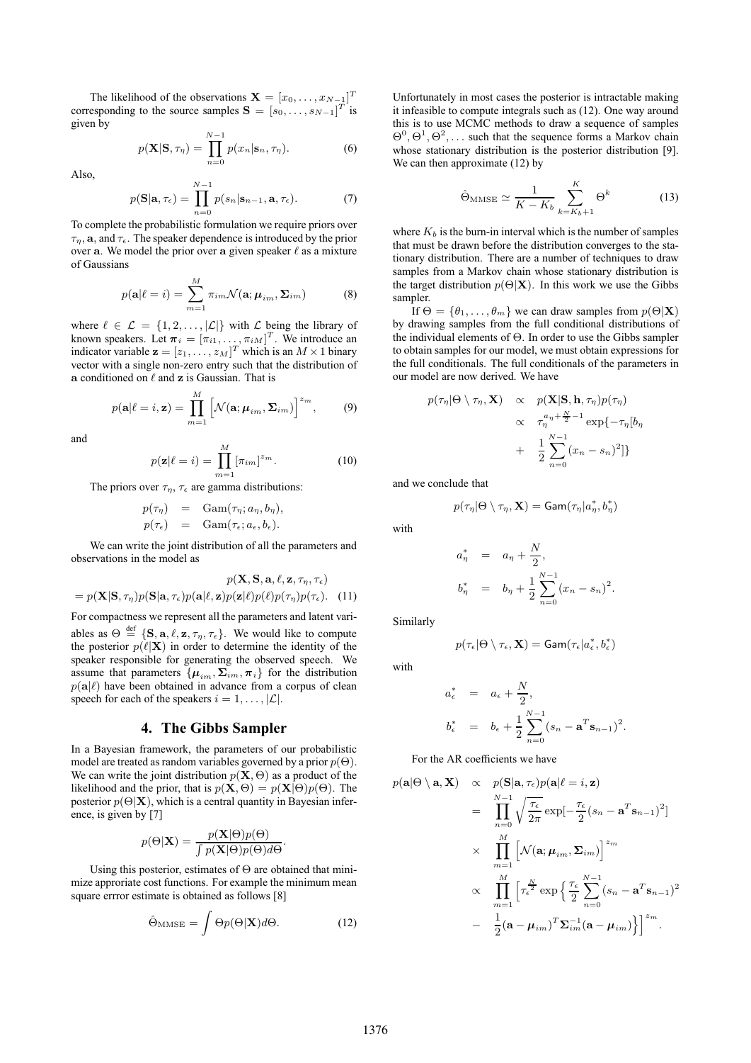The likelihood of the observations $\mathbf{X} = [x_0, \ldots, x_{N-1}]^T$ corresponding to the source samples $\mathbf{S} = [s_0, \ldots, s_{N-1}]^T$ is given by

$$p(\mathbf{X}|\mathbf{S}, \tau_\eta) = \prod_{n=0}^{N-1} p(x_n|\mathbf{s}_n, \tau_\eta). \tag{6}$$

Also,

$$p(\mathbf{S}|\mathbf{a}, \tau_\epsilon) = \prod_{n=0}^{N-1} p(s_n|\mathbf{s}_{n-1}, \mathbf{a}, \tau_\epsilon). \tag{7}$$

To complete the probabilistic formulation we require priors over $\tau_\eta$, $\mathbf{a}$, and $\tau_\epsilon$. The speaker dependence is introduced by the prior over $\mathbf{a}$. We model the prior over $\mathbf{a}$ given speaker $\ell$ as a mixture of Gaussians

$$p(\mathbf{a}|\ell = i) = \sum_{m=1}^{M} \pi_{im} \mathcal{N}(\mathbf{a}; \boldsymbol{\mu}_{im}, \boldsymbol{\Sigma}_{im}) \tag{8}$$

where $\ell \in \mathcal{L} = \{1, 2, \ldots, |\mathcal{L}|\}$ with $\mathcal{L}$ being the library of known speakers. Let $\boldsymbol{\pi}_i = [\pi_{i1}, \ldots, \pi_{iM}]^T$. We introduce an indicator variable $\mathbf{z} = [z_1, \ldots, z_M]^T$ which is an $M \times 1$ binary vector with a single non-zero entry such that the distribution of $\mathbf{a}$ conditioned on $\ell$ and $\mathbf{z}$ is Gaussian. That is

$$p(\mathbf{a}|\ell = i, \mathbf{z}) = \prod_{m=1}^{M} \Big[\mathcal{N}(\mathbf{a}; \boldsymbol{\mu}_{im}, \boldsymbol{\Sigma}_{im})\Big]^{z_m}, \tag{9}$$

and

$$p(\mathbf{z}|\ell = i) = \prod_{m=1}^{M} [\pi_{im}]^{z_m}. \tag{10}$$

The priors over $\tau_\eta$, $\tau_\epsilon$ are gamma distributions:

$$\begin{aligned} p(\tau_\eta) &= \text{Gam}(\tau_\eta; a_\eta, b_\eta), \\ p(\tau_\epsilon) &= \text{Gam}(\tau_\epsilon; a_\epsilon, b_\epsilon). \end{aligned}$$

We can write the joint distribution of all the parameters and observations in the model as

$$\begin{aligned} &p(\mathbf{X}, \mathbf{S}, \mathbf{a}, \ell, \mathbf{z}, \tau_\eta, \tau_\epsilon) \\ &= p(\mathbf{X}|\mathbf{S}, \tau_\eta) p(\mathbf{S}|\mathbf{a}, \tau_\epsilon) p(\mathbf{a}|\ell, \mathbf{z}) p(\mathbf{z}|\ell) p(\ell) p(\tau_\eta) p(\tau_\epsilon). \end{aligned} \tag{11}$$

For compactness we represent all the parameters and latent variables as $\Theta \stackrel{\text{def}}{=} \{\mathbf{S}, \mathbf{a}, \ell, \mathbf{z}, \tau_\eta, \tau_\epsilon\}$. We would like to compute the posterior $p(\ell|\mathbf{X})$ in order to determine the identity of the speaker responsible for generating the observed speech. We assume that parameters $\{\boldsymbol{\mu}_{im}, \boldsymbol{\Sigma}_{im}, \boldsymbol{\pi}_i\}$ for the distribution $p(\mathbf{a}|\ell)$ have been obtained in advance from a corpus of clean speech for each of the speakers $i = 1, \ldots, |\mathcal{L}|$.

## 4. The Gibbs Sampler

In a Bayesian framework, the parameters of our probabilistic model are treated as random variables governed by a prior $p(\Theta)$. We can write the joint distribution $p(\mathbf{X}, \Theta)$ as a product of the likelihood and the prior, that is $p(\mathbf{X}, \Theta) = p(\mathbf{X}|\Theta)p(\Theta)$. The posterior $p(\Theta|\mathbf{X})$, which is a central quantity in Bayesian inference, is given by [7]

$$p(\Theta|\mathbf{X}) = \frac{p(\mathbf{X}|\Theta)p(\Theta)}{\int p(\mathbf{X}|\Theta)p(\Theta)d\Theta}.$$

Using this posterior, estimates of $\Theta$ are obtained that minimize approriate cost functions. For example the minimum mean square errror estimate is obtained as follows [8]

$$\hat{\Theta}_{\text{MMSE}} = \int \Theta p(\Theta|\mathbf{X}) d\Theta. \tag{12}$$

Unfortunately in most cases the posterior is intractable making it infeasible to compute integrals such as (12). One way around this is to use MCMC methods to draw a sequence of samples $\Theta^0, \Theta^1, \Theta^2, \ldots$ such that the sequence forms a Markov chain whose stationary distribution is the posterior distribution [9]. We can then approximate (12) by

$$\hat{\Theta}_{\text{MMSE}} \simeq \frac{1}{K - K_b} \sum_{k=K_b+1}^{K} \Theta^k \tag{13}$$

where $K_b$ is the burn-in interval which is the number of samples that must be drawn before the distribution converges to the stationary distribution. There are a number of techniques to draw samples from a Markov chain whose stationary distribution is the target distribution $p(\Theta|\mathbf{X})$. In this work we use the Gibbs sampler.

If $\Theta = \{\theta_1, \ldots, \theta_m\}$ we can draw samples from $p(\Theta|\mathbf{X})$ by drawing samples from the full conditional distributions of the individual elements of $\Theta$. In order to use the Gibbs sampler to obtain samples for our model, we must obtain expressions for the full conditionals. The full conditionals of the parameters in our model are now derived. We have

$$\begin{aligned} p(\tau_\eta|\Theta \setminus \tau_\eta, \mathbf{X}) &\propto p(\mathbf{X}|\mathbf{S}, \mathbf{h}, \tau_\eta)p(\tau_\eta) \\ &\propto \tau_\eta^{a_\eta + \frac{N}{2} - 1} \exp\{-\tau_\eta[b_\eta \\ &+ \frac{1}{2}\sum_{n=0}^{N-1}(x_n - s_n)^2]\} \end{aligned}$$

and we conclude that

$$p(\tau_\eta|\Theta \setminus \tau_\eta, \mathbf{X}) = \mathsf{Gam}(\tau_\eta|a_\eta^*, b_\eta^*)$$

with

$$\begin{aligned} a_\eta^* &= a_\eta + \frac{N}{2}, \\ b_\eta^* &= b_\eta + \frac{1}{2}\sum_{n=0}^{N-1}(x_n - s_n)^2. \end{aligned}$$

Similarly

$$p(\tau_\epsilon|\Theta \setminus \tau_\epsilon, \mathbf{X}) = \mathsf{Gam}(\tau_\epsilon|a_\epsilon^*, b_\epsilon^*)$$

with

$$\begin{aligned} a_\epsilon^* &= a_\epsilon + \frac{N}{2}, \\ b_\epsilon^* &= b_\epsilon + \frac{1}{2}\sum_{n=0}^{N-1}(s_n - \mathbf{a}^T\mathbf{s}_{n-1})^2. \end{aligned}$$

For the AR coefficients we have

$$\begin{aligned} p(\mathbf{a}|\Theta \setminus \mathbf{a}, \mathbf{X}) &\propto p(\mathbf{S}|\mathbf{a}, \tau_\epsilon)p(\mathbf{a}|\ell = i, \mathbf{z}) \\ &= \prod_{n=0}^{N-1} \sqrt{\frac{\tau_\epsilon}{2\pi}} \exp[-\frac{\tau_\epsilon}{2}(s_n - \mathbf{a}^T\mathbf{s}_{n-1})^2] \\ &\times \prod_{m=1}^{M} \Big[\mathcal{N}(\mathbf{a}; \boldsymbol{\mu}_{im}, \boldsymbol{\Sigma}_{im})\Big]^{z_m} \\ &\propto \prod_{m=1}^{M} \Big[\tau_\epsilon^{\frac{N}{2}} \exp\Big\{\frac{\tau_\epsilon}{2}\sum_{n=0}^{N-1}(s_n - \mathbf{a}^T\mathbf{s}_{n-1})^2 \\ &- \frac{1}{2}(\mathbf{a} - \boldsymbol{\mu}_{im})^T \boldsymbol{\Sigma}_{im}^{-1}(\mathbf{a} - \boldsymbol{\mu}_{im})\Big\}\Big]^{z_m}. \end{aligned}$$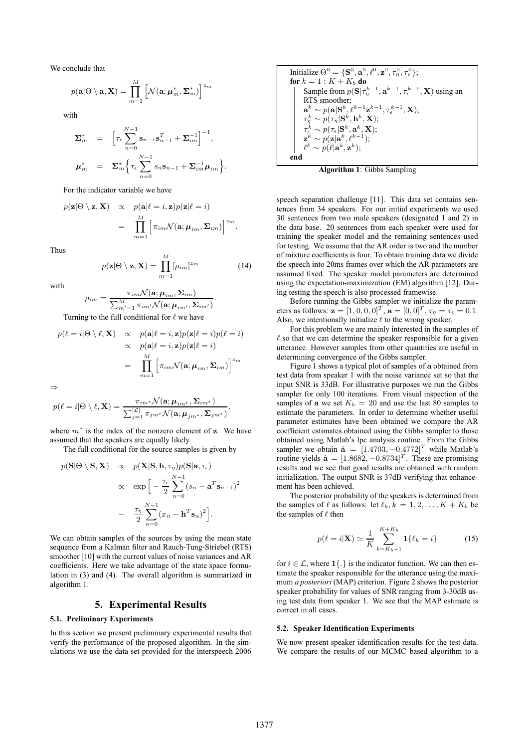We conclude that

$$p(\mathbf{a}|\Theta \setminus \mathbf{a}, \mathbf{X}) = \prod_{m=1}^{M} \Big[\mathcal{N}(\mathbf{a}; \boldsymbol{\mu}_m^*, \boldsymbol{\Sigma}_m^*)\Big]^{z_m}$$

with

$$\begin{aligned} \boldsymbol{\Sigma}_m^* &= \Big[\tau_\epsilon \sum_{n=0}^{N-1} \mathbf{s}_{n-1}\mathbf{s}_{n-1}^T + \boldsymbol{\Sigma}_{im}^{-1}\Big]^{-1}, \\ \boldsymbol{\mu}_m^* &= \boldsymbol{\Sigma}_m^* \Big\{\tau_\epsilon \sum_{n=0}^{N-1} s_n \mathbf{s}_{n-1} + \boldsymbol{\Sigma}_{im}^{-1}\boldsymbol{\mu}_{im}\Big\}. \end{aligned}$$

For the indicator variable we have

$$\begin{aligned} p(\mathbf{z}|\Theta \setminus \mathbf{z}, \mathbf{X}) &\propto p(\mathbf{a}|\ell = i, \mathbf{z})p(\mathbf{z}|\ell = i) \\ &= \prod_{m=1}^{M} \Big[\pi_{im}\mathcal{N}(\mathbf{a}; \boldsymbol{\mu}_{im}, \boldsymbol{\Sigma}_{im})\Big]^{z_m}. \end{aligned}$$

Thus

$$p(\mathbf{z}|\Theta \setminus \mathbf{z}, \mathbf{X}) = \prod_{m=1}^{M} [\rho_{im}]^{z_m} \tag{14}$$

with

$$\rho_{im} = \frac{\pi_{im}\mathcal{N}(\mathbf{a}; \boldsymbol{\mu}_{im}, \boldsymbol{\Sigma}_{im})}{\sum_{m'=1}^{M} \pi_{im'}\mathcal{N}(\mathbf{a}; \boldsymbol{\mu}_{im'}, \boldsymbol{\Sigma}_{im'})}.$$

Turning to the full conditional for $\ell$ we have

$$\begin{aligned} p(\ell = i|\Theta \setminus \ell, \mathbf{X}) &\propto p(\mathbf{a}|\ell = i, \mathbf{z})p(\mathbf{z}|\ell = i)p(\ell = i) \\ &\propto p(\mathbf{a}|\ell = i, \mathbf{z})p(\mathbf{z}|\ell = i) \\ &= \prod_{m=1}^{M} \Big[\pi_{im}\mathcal{N}(\mathbf{a}; \boldsymbol{\mu}_{im}, \boldsymbol{\Sigma}_{im})\Big]^{z_m} \end{aligned}$$

$\Rightarrow$

$$p(\ell = i|\Theta \setminus \ell, \mathbf{X}) = \frac{\pi_{im^*}\mathcal{N}(\mathbf{a}; \boldsymbol{\mu}_{im^*}, \boldsymbol{\Sigma}_{im^*})}{\sum_{j=1}^{|\mathcal{L}|} \pi_{jm^*}\mathcal{N}(\mathbf{a}; \boldsymbol{\mu}_{jm^*}, \boldsymbol{\Sigma}_{jm^*})}.$$

where $m^*$ is the index of the nonzero element of $\mathbf{z}$. We have assumed that the speakers are equally likely.

The full conditional for the source samples is given by

$$\begin{aligned} p(\mathbf{S}|\Theta \setminus \mathbf{S}, \mathbf{X}) &\propto p(\mathbf{X}|\mathbf{S}, \mathbf{h}, \tau_\eta)p(\mathbf{S}|\mathbf{a}, \tau_\epsilon) \\ &\propto \exp\Big[-\frac{\tau_\epsilon}{2}\sum_{n=0}^{N-1}(s_n - \mathbf{a}^T\mathbf{s}_{n-1})^2 \\ &\quad - \frac{\tau_\eta}{2}\sum_{n=0}^{N-1}(x_n - \mathbf{h}^T\mathbf{s}_n)^2\Big]. \end{aligned}$$

We can obtain samples of the sources by using the mean state sequence from a Kalman filter and Rauch-Tung-Striebel (RTS) smoother [10] with the current values of noise variances and AR coefficients. Here we take advantage of the state space formulation in (3) and (4). The overall algorithm is summarized in algorithm 1.

```
Initialize Θ^0 = {S^0, a^0, ℓ^0, z^0, τ_η^0, τ_ε^0};
for k = 1 : K + K_b do
    Sample from p(S|τ_η^{k-1}, a^{k-1}, τ_ε^{k-1}, X) using an
    RTS smoother;
    a^k ~ p(a|S^k, ℓ^{k-1} z^{k-1}, τ_ε^{k-1}, X);
    τ_η^k ~ p(τ_η|S^k, h^k, X);
    τ_ε^k ~ p(τ_ε|S^k, a^k, X);
    z^k ~ p(z|a^k, ℓ^{k-1});
    ℓ^k ~ p(ℓ|a^k, z^k);
end
```

**Algorithm 1**: Gibbs Sampling

## 5. Experimental Results

### 5.1. Preliminary Experiments

In this section we present preliminary experimental results that verify the performance of the proposed algorithm. In the simulations we use the data set provided for the interspeech 2006 speech separation challenge [11]. This data set contains sentences from 34 speakers. For our initial experiments we used 30 sentences from two male speakers (designated 1 and 2) in the data base. 20 sentences from each speaker were used for training the speaker model and the remaining sentences used for testing. We assume that the AR order is two and the number of mixture coefficients is four. To obtain training data we divide the speech into 20ms frames over which the AR parameters are assumed fixed. The speaker model parameters are determined using the expectation-maximization (EM) algorithm [12]. During testing the speech is also processed framewise.

Before running the Gibbs sampler we initialize the parameters as follows: $\mathbf{z} = [1, 0, 0, 0]^T$, $\mathbf{a} = [0, 0]^T$, $\tau_\eta = \tau_\epsilon = 0.1$. Also, we intentionally initialize $\ell$ to the wrong speaker.

For this problem we are mainly interested in the samples of $\ell$ so that we can determine the speaker responsible for a given utterance. However samples from other quantities are useful in determining convergence of the Gibbs sampler.

Figure 1 shows a typical plot of samples of $\mathbf{a}$ obtained from test data from speaker 1 with the noise variance set so that the input SNR is 33dB. For illustrative purposes we run the Gibbs sampler for only 100 iterations. From visual inspection of the samples of $\mathbf{a}$ we set $K_b = 20$ and use the last 80 samples to estimate the parameters. In order to determine whether useful parameter estimates have been obtained we compare the AR coefficient estimates obtained using the Gibbs sampler to those obtained using Matlab's lpc analysis routine. From the Gibbs sampler we obtain $\hat{\mathbf{a}} = [1.4703, -0.4772]^T$ while Matlab's routine yields $\hat{\mathbf{a}} = [1.8682, -0.8734]^T$. These are promising results and we see that good results are obtained with random initialization. The output SNR is 37dB verifying that enhancement has been achieved.

The posterior probability of the speakers is determined from the samples of $\ell$ as follows: let $\ell_k, k = 1, 2, \ldots, K + K_b$ be the samples of $\ell$ then

$$p(\ell = i|\mathbf{X}) \simeq \frac{1}{K}\sum_{k=K_b+1}^{K+K_b} \mathbf{1}\{\ell_k = i\} \tag{15}$$

for $i \in \mathcal{L}$, where $\mathbf{1}\{.\}$ is the indicator function. We can then estimate the speaker responsible for the utterance using the maximum *a posteriori* (MAP) criterion. Figure 2 shows the posterior speaker probability for values of SNR ranging from 3-30dB using test data from speaker 1. We see that the MAP estimate is correct in all cases.

### 5.2. Speaker Identification Experiments

We now present speaker identification results for the test data. We compare the results of our MCMC based algorithm to a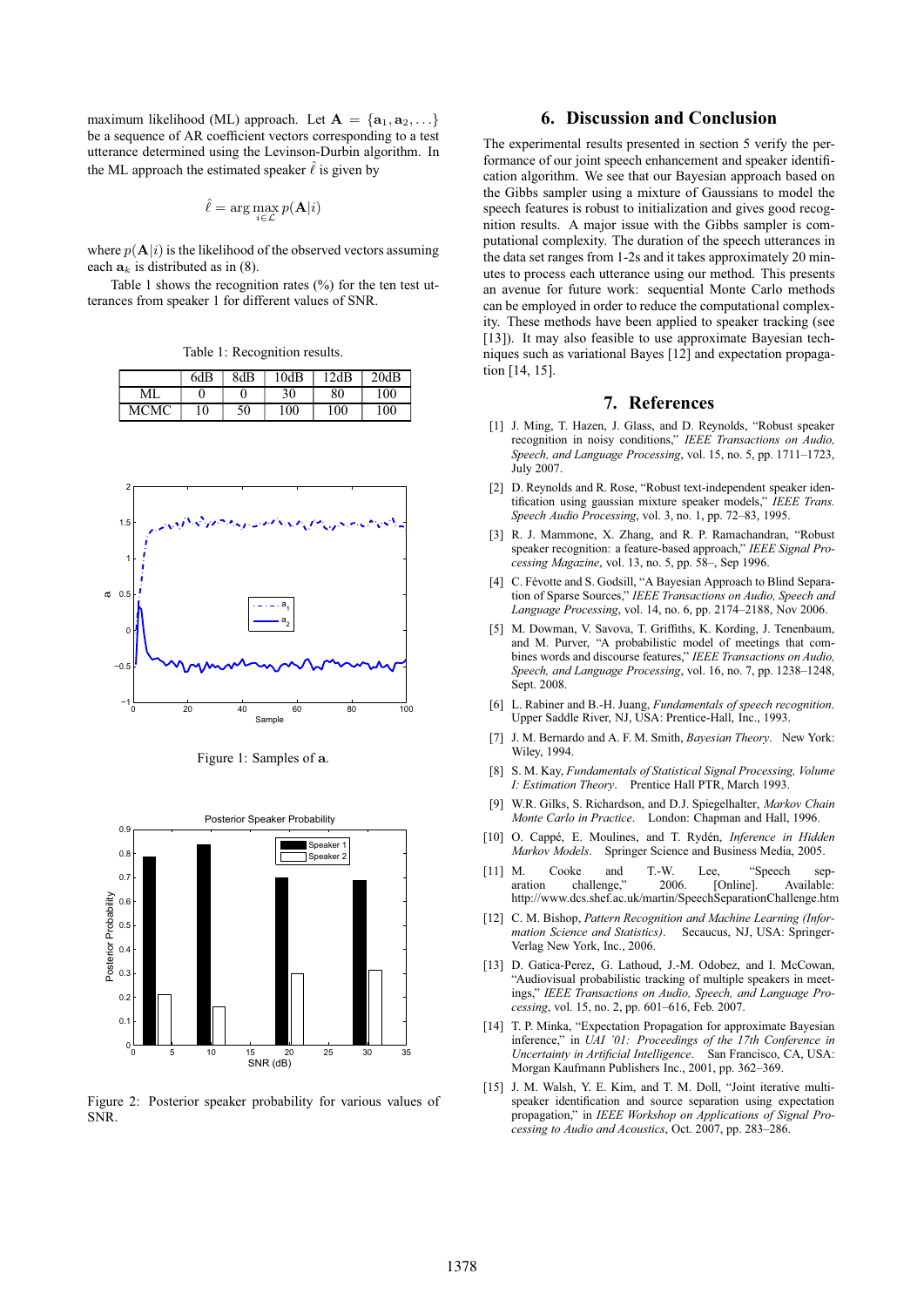maximum likelihood (ML) approach. Let $\mathbf{A} = \{\mathbf{a}_1, \mathbf{a}_2, \ldots\}$ be a sequence of AR coefficient vectors corresponding to a test utterance determined using the Levinson-Durbin algorithm. In the ML approach the estimated speaker $\hat{\ell}$ is given by

$$\hat{\ell} = \arg\max_{i \in \mathcal{L}} p(\mathbf{A}|i)$$

where $p(\mathbf{A}|i)$ is the likelihood of the observed vectors assuming each $\mathbf{a}_k$ is distributed as in (8).

Table 1 shows the recognition rates (%) for the ten test utterances from speaker 1 for different values of SNR.

Table 1: Recognition results.

| | 6dB | 8dB | 10dB | 12dB | 20dB |
|---|---|---|---|---|---|
| ML | 0 | 0 | 30 | 80 | 100 |
| MCMC | 10 | 50 | 100 | 100 | 100 |

2
1.5
1
0.5
0
−0.5
−1
a
0
20
40
60
80
100
Sample
$a_1$
$a_2$

Figure 1: Samples of $\mathbf{a}$.

Posterior Speaker Probability
0.9
0.8
0.7
0.6
0.5
0.4
0.3
0.2
0.1
0
Posterior Probability
0
5
10
15
20
25
30
35
SNR (dB)
Speaker 1
Speaker 2

Figure 2: Posterior speaker probability for various values of SNR.

## 6. Discussion and Conclusion

The experimental results presented in section 5 verify the performance of our joint speech enhancement and speaker identification algorithm. We see that our Bayesian approach based on the Gibbs sampler using a mixture of Gaussians to model the speech features is robust to initialization and gives good recognition results. A major issue with the Gibbs sampler is computational complexity. The duration of the speech utterances in the data set ranges from 1-2s and it takes approximately 20 minutes to process each utterance using our method. This presents an avenue for future work: sequential Monte Carlo methods can be employed in order to reduce the computational complexity. These methods have been applied to speaker tracking (see [13]). It may also feasible to use approximate Bayesian techniques such as variational Bayes [12] and expectation propagation [14, 15].

## 7. References

[1] J. Ming, T. Hazen, J. Glass, and D. Reynolds, "Robust speaker recognition in noisy conditions," *IEEE Transactions on Audio, Speech, and Language Processing*, vol. 15, no. 5, pp. 1711–1723, July 2007.

[2] D. Reynolds and R. Rose, "Robust text-independent speaker identification using gaussian mixture speaker models," *IEEE Trans. Speech Audio Processing*, vol. 3, no. 1, pp. 72–83, 1995.

[3] R. J. Mammone, X. Zhang, and R. P. Ramachandran, "Robust speaker recognition: a feature-based approach," *IEEE Signal Processing Magazine*, vol. 13, no. 5, pp. 58–, Sep 1996.

[4] C. Févotte and S. Godsill, "A Bayesian Approach to Blind Separation of Sparse Sources," *IEEE Transactions on Audio, Speech and Language Processing*, vol. 14, no. 6, pp. 2174–2188, Nov 2006.

[5] M. Dowman, V. Savova, T. Griffiths, K. Kording, J. Tenenbaum, and M. Purver, "A probabilistic model of meetings that combines words and discourse features," *IEEE Transactions on Audio, Speech, and Language Processing*, vol. 16, no. 7, pp. 1238–1248, Sept. 2008.

[6] L. Rabiner and B.-H. Juang, *Fundamentals of speech recognition*. Upper Saddle River, NJ, USA: Prentice-Hall, Inc., 1993.

[7] J. M. Bernardo and A. F. M. Smith, *Bayesian Theory*. New York: Wiley, 1994.

[8] S. M. Kay, *Fundamentals of Statistical Signal Processing, Volume I: Estimation Theory*. Prentice Hall PTR, March 1993.

[9] W.R. Gilks, S. Richardson, and D.J. Spiegelhalter, *Markov Chain Monte Carlo in Practice*. London: Chapman and Hall, 1996.

[10] O. Cappé, E. Moulines, and T. Rydén, *Inference in Hidden Markov Models*. Springer Science and Business Media, 2005.

[11] M. Cooke and T.-W. Lee, "Speech separation challenge," 2006. [Online]. Available: http://www.dcs.shef.ac.uk/martin/SpeechSeparationChallenge.htm

[12] C. M. Bishop, *Pattern Recognition and Machine Learning (Information Science and Statistics)*. Secaucus, NJ, USA: Springer-Verlag New York, Inc., 2006.

[13] D. Gatica-Perez, G. Lathoud, J.-M. Odobez, and I. McCowan, "Audiovisual probabilistic tracking of multiple speakers in meetings," *IEEE Transactions on Audio, Speech, and Language Processing*, vol. 15, no. 2, pp. 601–616, Feb. 2007.

[14] T. P. Minka, "Expectation Propagation for approximate Bayesian inference," in *UAI '01: Proceedings of the 17th Conference in Uncertainty in Artificial Intelligence*. San Francisco, CA, USA: Morgan Kaufmann Publishers Inc., 2001, pp. 362–369.

[15] J. M. Walsh, Y. E. Kim, and T. M. Doll, "Joint iterative multispeaker identification and source separation using expectation propagation," in *IEEE Workshop on Applications of Signal Processing to Audio and Acoustics*, Oct. 2007, pp. 283–286.